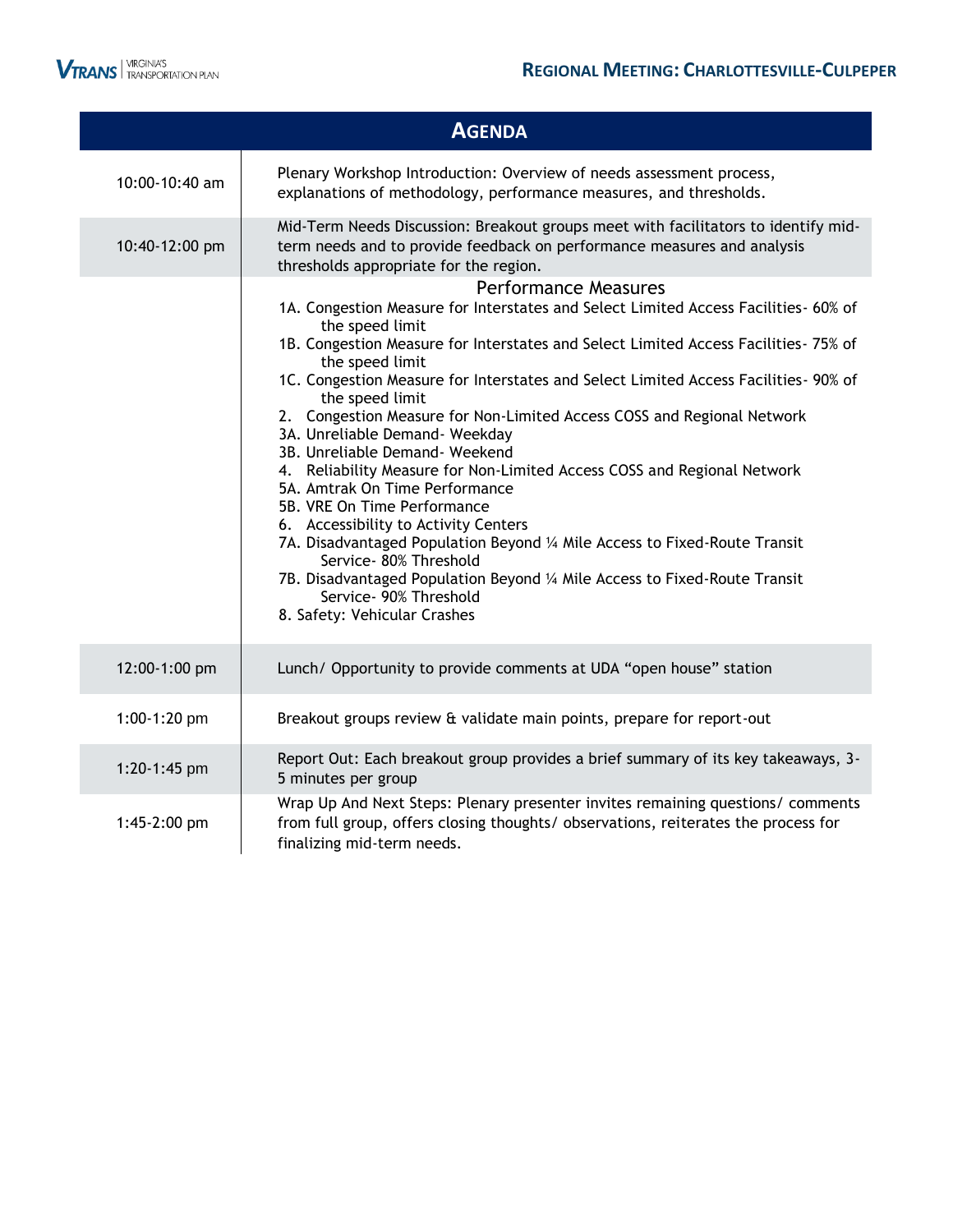# Regional Meeting: Charlottesville-Culpeper

## Agenda

| Time | Item |
|---|---|
| 10:00-10:40 am | Plenary Workshop Introduction: Overview of needs assessment process, explanations of methodology, performance measures, and thresholds. |
| 10:40-12:00 pm | Mid-Term Needs Discussion: Breakout groups meet with facilitators to identify mid-term needs and to provide feedback on performance measures and analysis thresholds appropriate for the region. |
| | **Performance Measures**<br>1A. Congestion Measure for Interstates and Select Limited Access Facilities- 60% of the speed limit<br>1B. Congestion Measure for Interstates and Select Limited Access Facilities- 75% of the speed limit<br>1C. Congestion Measure for Interstates and Select Limited Access Facilities- 90% of the speed limit<br>2. Congestion Measure for Non-Limited Access COSS and Regional Network<br>3A. Unreliable Demand- Weekday<br>3B. Unreliable Demand- Weekend<br>4. Reliability Measure for Non-Limited Access COSS and Regional Network<br>5A. Amtrak On Time Performance<br>5B. VRE On Time Performance<br>6. Accessibility to Activity Centers<br>7A. Disadvantaged Population Beyond ¼ Mile Access to Fixed-Route Transit Service- 80% Threshold<br>7B. Disadvantaged Population Beyond ¼ Mile Access to Fixed-Route Transit Service- 90% Threshold<br>8. Safety: Vehicular Crashes |
| 12:00-1:00 pm | Lunch/ Opportunity to provide comments at UDA "open house" station |
| 1:00-1:20 pm | Breakout groups review & validate main points, prepare for report-out |
| 1:20-1:45 pm | Report Out: Each breakout group provides a brief summary of its key takeaways, 3-5 minutes per group |
| 1:45-2:00 pm | Wrap Up And Next Steps: Plenary presenter invites remaining questions/ comments from full group, offers closing thoughts/ observations, reiterates the process for finalizing mid-term needs. |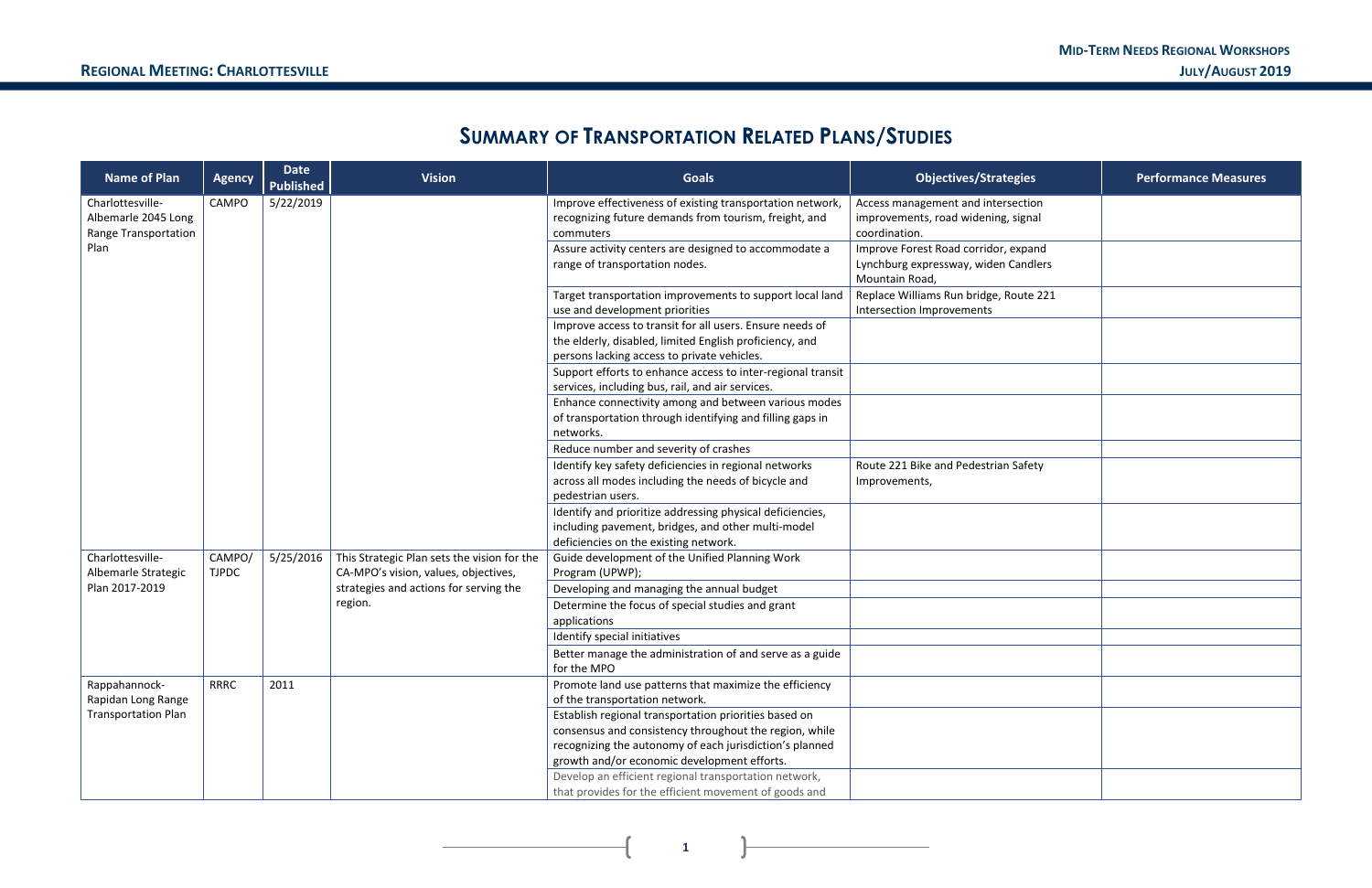# Summary of Transportation Related Plans/Studies

| Name of Plan | Agency | Date Published | Vision | Goals | Objectives/Strategies | Performance Measures |
|---|---|---|---|---|---|---|
| Charlottesville-Albemarle 2045 Long Range Transportation Plan | CAMPO | 5/22/2019 | | Improve effectiveness of existing transportation network, recognizing future demands from tourism, freight, and commuters | Access management and intersection improvements, road widening, signal coordination. | |
| | | | | Assure activity centers are designed to accommodate a range of transportation nodes. | Improve Forest Road corridor, expand Lynchburg expressway, widen Candlers Mountain Road, | |
| | | | | Target transportation improvements to support local land use and development priorities | Replace Williams Run bridge, Route 221 Intersection Improvements | |
| | | | | Improve access to transit for all users. Ensure needs of the elderly, disabled, limited English proficiency, and persons lacking access to private vehicles. | | |
| | | | | Support efforts to enhance access to inter-regional transit services, including bus, rail, and air services. | | |
| | | | | Enhance connectivity among and between various modes of transportation through identifying and filling gaps in networks. | | |
| | | | | Reduce number and severity of crashes | | |
| | | | | Identify key safety deficiencies in regional networks across all modes including the needs of bicycle and pedestrian users. | Route 221 Bike and Pedestrian Safety Improvements, | |
| | | | | Identify and prioritize addressing physical deficiencies, including pavement, bridges, and other multi-model deficiencies on the existing network. | | |
| Charlottesville-Albemarle Strategic Plan 2017-2019 | CAMPO/ TJPDC | 5/25/2016 | This Strategic Plan sets the vision for the CA-MPO's vision, values, objectives, strategies and actions for serving the region. | Guide development of the Unified Planning Work Program (UPWP); | | |
| | | | | Developing and managing the annual budget | | |
| | | | | Determine the focus of special studies and grant applications | | |
| | | | | Identify special initiatives | | |
| | | | | Better manage the administration of and serve as a guide for the MPO | | |
| Rappahannock-Rapidan Long Range Transportation Plan | RRRC | 2011 | | Promote land use patterns that maximize the efficiency of the transportation network. | | |
| | | | | Establish regional transportation priorities based on consensus and consistency throughout the region, while recognizing the autonomy of each jurisdiction's planned growth and/or economic development efforts. | | |
| | | | | Develop an efficient regional transportation network, that provides for the efficient movement of goods and | | |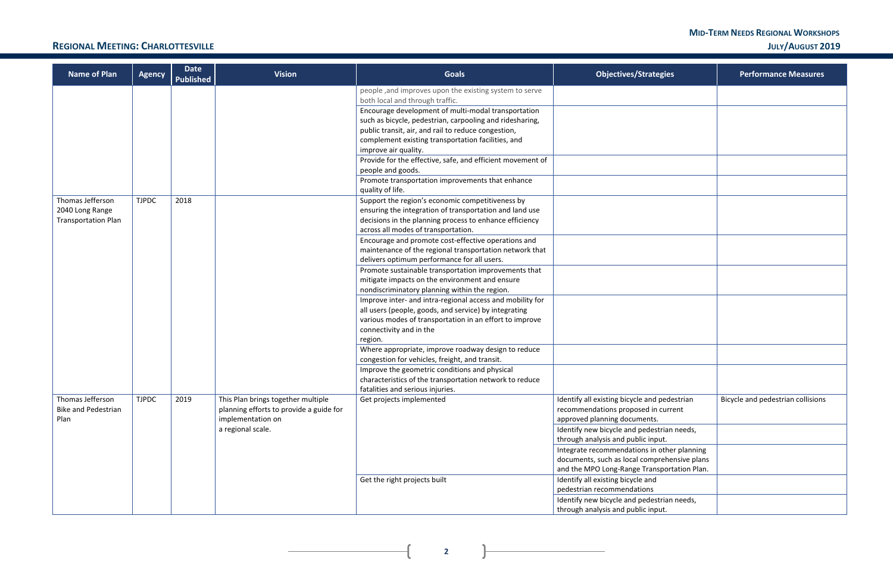| Name of Plan | Agency | Date Published | Vision | Goals | Objectives/Strategies | Performance Measures |
|---|---|---|---|---|---|---|
| | | | | people ,and improves upon the existing system to serve both local and through traffic. | | |
| | | | | Encourage development of multi-modal transportation such as bicycle, pedestrian, carpooling and ridesharing, public transit, air, and rail to reduce congestion, complement existing transportation facilities, and improve air quality. | | |
| | | | | Provide for the effective, safe, and efficient movement of people and goods. | | |
| | | | | Promote transportation improvements that enhance quality of life. | | |
| Thomas Jefferson 2040 Long Range Transportation Plan | TJPDC | 2018 | | Support the region's economic competitiveness by ensuring the integration of transportation and land use decisions in the planning process to enhance efficiency across all modes of transportation. | | |
| | | | | Encourage and promote cost-effective operations and maintenance of the regional transportation network that delivers optimum performance for all users. | | |
| | | | | Promote sustainable transportation improvements that mitigate impacts on the environment and ensure nondiscriminatory planning within the region. | | |
| | | | | Improve inter- and intra-regional access and mobility for all users (people, goods, and service) by integrating various modes of transportation in an effort to improve connectivity and in the region. | | |
| | | | | Where appropriate, improve roadway design to reduce congestion for vehicles, freight, and transit. | | |
| | | | | Improve the geometric conditions and physical characteristics of the transportation network to reduce fatalities and serious injuries. | | |
| Thomas Jefferson Bike and Pedestrian Plan | TJPDC | 2019 | This Plan brings together multiple planning efforts to provide a guide for implementation on a regional scale. | Get projects implemented | Identify all existing bicycle and pedestrian recommendations proposed in current approved planning documents. | Bicycle and pedestrian collisions |
| | | | | | Identify new bicycle and pedestrian needs, through analysis and public input. | |
| | | | | | Integrate recommendations in other planning documents, such as local comprehensive plans and the MPO Long-Range Transportation Plan. | |
| | | | | Get the right projects built | Identify all existing bicycle and pedestrian recommendations | |
| | | | | | Identify new bicycle and pedestrian needs, through analysis and public input. | |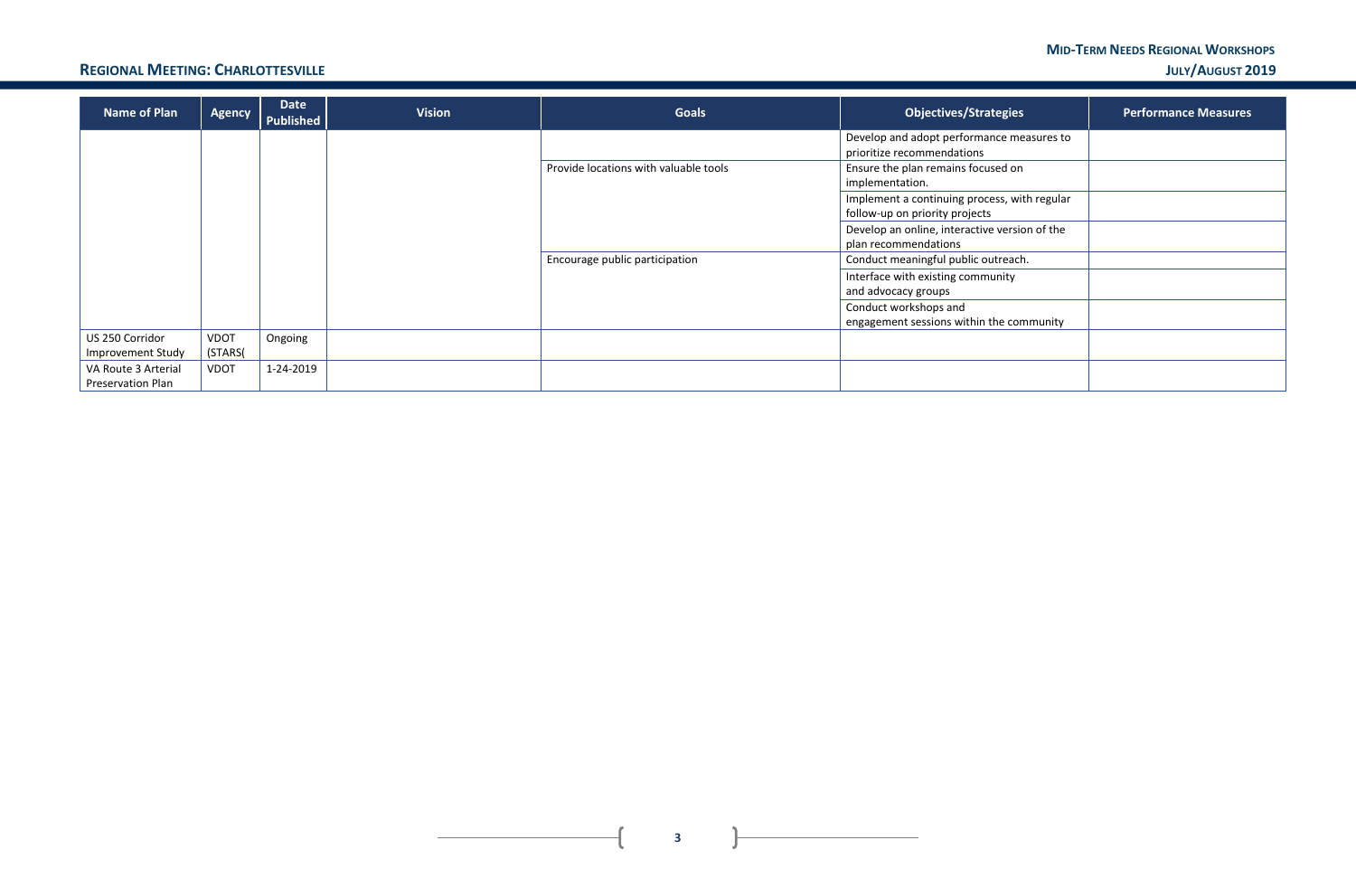| Name of Plan | Agency | Date Published | Vision | Goals | Objectives/Strategies | Performance Measures |
|---|---|---|---|---|---|---|
| | | | | | Develop and adopt performance measures to prioritize recommendations | |
| | | | | Provide locations with valuable tools | Ensure the plan remains focused on implementation. | |
| | | | | | Implement a continuing process, with regular follow-up on priority projects | |
| | | | | | Develop an online, interactive version of the plan recommendations | |
| | | | | Encourage public participation | Conduct meaningful public outreach. | |
| | | | | | Interface with existing community and advocacy groups | |
| | | | | | Conduct workshops and engagement sessions within the community | |
| US 250 Corridor Improvement Study | VDOT (STARS( | Ongoing | | | | |
| VA Route 3 Arterial Preservation Plan | VDOT | 1-24-2019 | | | | |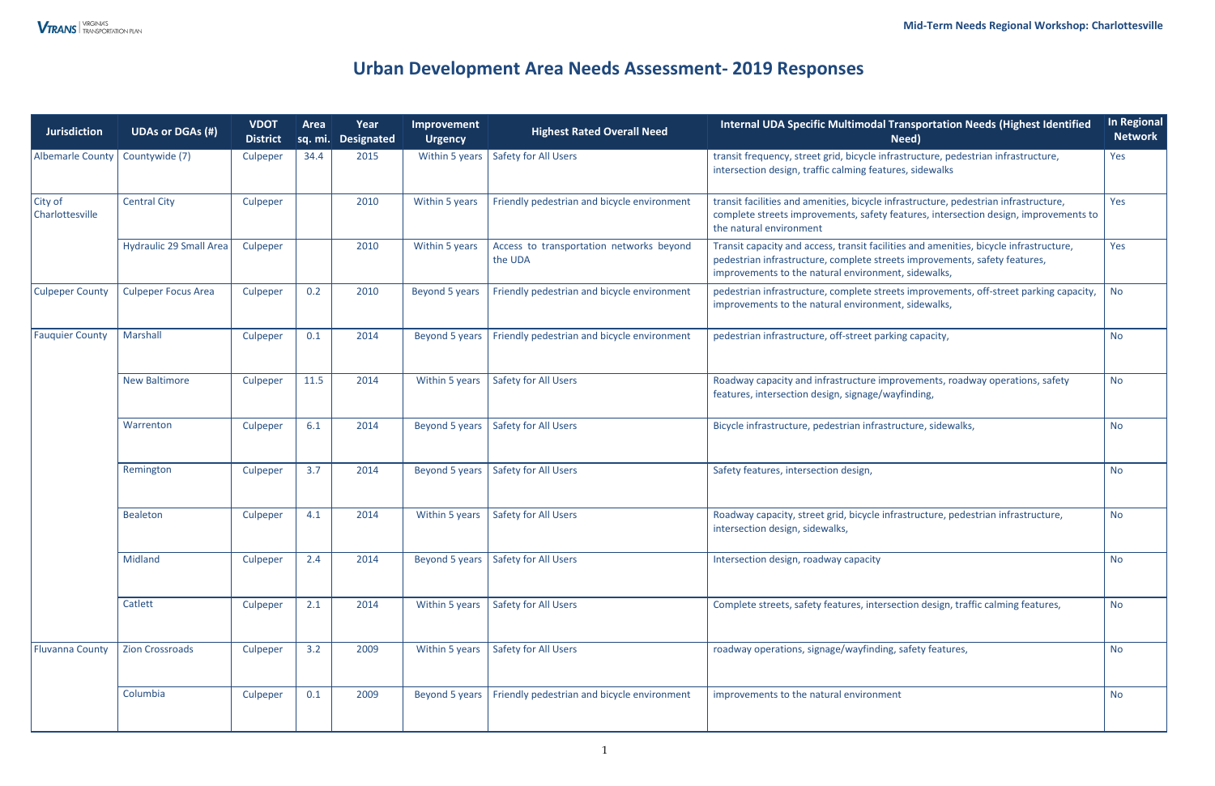# Urban Development Area Needs Assessment- 2019 Responses

| Jurisdiction | UDAs or DGAs (#) | VDOT District | Area sq. mi. | Year Designated | Improvement Urgency | Highest Rated Overall Need | Internal UDA Specific Multimodal Transportation Needs (Highest Identified Need) | In Regional Network |
|---|---|---|---|---|---|---|---|---|
| Albemarle County | Countywide (7) | Culpeper | 34.4 | 2015 | Within 5 years | Safety for All Users | transit frequency, street grid, bicycle infrastructure, pedestrian infrastructure, intersection design, traffic calming features, sidewalks | Yes |
| City of Charlottesville | Central City | Culpeper | | 2010 | Within 5 years | Friendly pedestrian and bicycle environment | transit facilities and amenities, bicycle infrastructure, pedestrian infrastructure, complete streets improvements, safety features, intersection design, improvements to the natural environment | Yes |
| | Hydraulic 29 Small Area | Culpeper | | 2010 | Within 5 years | Access to transportation networks beyond the UDA | Transit capacity and access, transit facilities and amenities, bicycle infrastructure, pedestrian infrastructure, complete streets improvements, safety features, improvements to the natural environment, sidewalks, | Yes |
| Culpeper County | Culpeper Focus Area | Culpeper | 0.2 | 2010 | Beyond 5 years | Friendly pedestrian and bicycle environment | pedestrian infrastructure, complete streets improvements, off-street parking capacity, improvements to the natural environment, sidewalks, | No |
| Fauquier County | Marshall | Culpeper | 0.1 | 2014 | Beyond 5 years | Friendly pedestrian and bicycle environment | pedestrian infrastructure, off-street parking capacity, | No |
| | New Baltimore | Culpeper | 11.5 | 2014 | Within 5 years | Safety for All Users | Roadway capacity and infrastructure improvements, roadway operations, safety features, intersection design, signage/wayfinding, | No |
| | Warrenton | Culpeper | 6.1 | 2014 | Beyond 5 years | Safety for All Users | Bicycle infrastructure, pedestrian infrastructure, sidewalks, | No |
| | Remington | Culpeper | 3.7 | 2014 | Beyond 5 years | Safety for All Users | Safety features, intersection design, | No |
| | Bealeton | Culpeper | 4.1 | 2014 | Within 5 years | Safety for All Users | Roadway capacity, street grid, bicycle infrastructure, pedestrian infrastructure, intersection design, sidewalks, | No |
| | Midland | Culpeper | 2.4 | 2014 | Beyond 5 years | Safety for All Users | Intersection design, roadway capacity | No |
| | Catlett | Culpeper | 2.1 | 2014 | Within 5 years | Safety for All Users | Complete streets, safety features, intersection design, traffic calming features, | No |
| Fluvanna County | Zion Crossroads | Culpeper | 3.2 | 2009 | Within 5 years | Safety for All Users | roadway operations, signage/wayfinding, safety features, | No |
| | Columbia | Culpeper | 0.1 | 2009 | Beyond 5 years | Friendly pedestrian and bicycle environment | improvements to the natural environment | No |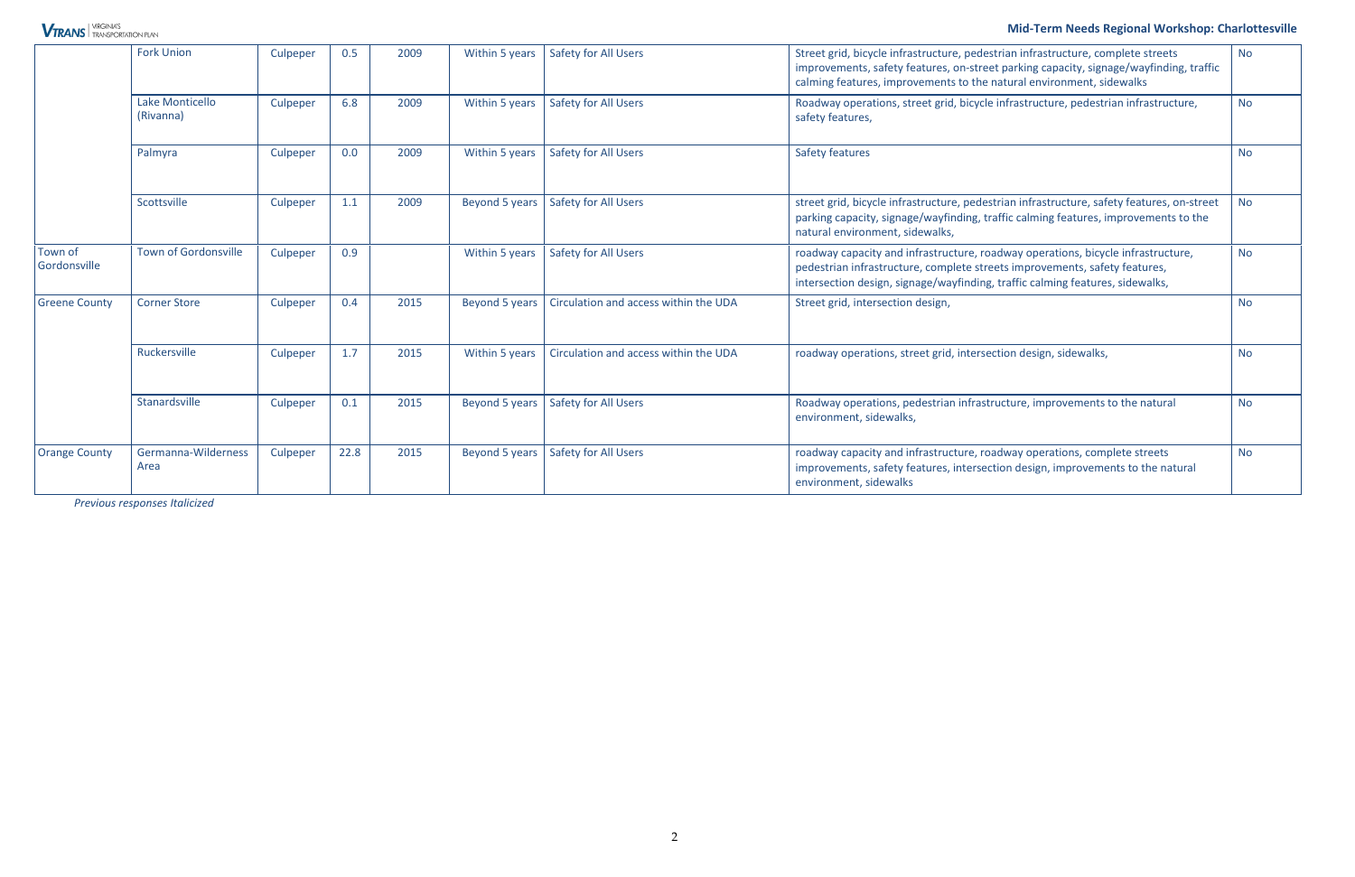| | Fork Union | Culpeper | 0.5 | 2009 | Within 5 years | Safety for All Users | Street grid, bicycle infrastructure, pedestrian infrastructure, complete streets improvements, safety features, on-street parking capacity, signage/wayfinding, traffic calming features, improvements to the natural environment, sidewalks | No |
|---|---|---|---|---|---|---|---|---|
| | Lake Monticello (Rivanna) | Culpeper | 6.8 | 2009 | Within 5 years | Safety for All Users | Roadway operations, street grid, bicycle infrastructure, pedestrian infrastructure, safety features, | No |
| | Palmyra | Culpeper | 0.0 | 2009 | Within 5 years | Safety for All Users | Safety features | No |
| | Scottsville | Culpeper | 1.1 | 2009 | Beyond 5 years | Safety for All Users | street grid, bicycle infrastructure, pedestrian infrastructure, safety features, on-street parking capacity, signage/wayfinding, traffic calming features, improvements to the natural environment, sidewalks, | No |
| Town of Gordonsville | Town of Gordonsville | Culpeper | 0.9 | | Within 5 years | Safety for All Users | roadway capacity and infrastructure, roadway operations, bicycle infrastructure, pedestrian infrastructure, complete streets improvements, safety features, intersection design, signage/wayfinding, traffic calming features, sidewalks, | No |
| Greene County | Corner Store | Culpeper | 0.4 | 2015 | Beyond 5 years | Circulation and access within the UDA | Street grid, intersection design, | No |
| | Ruckersville | Culpeper | 1.7 | 2015 | Within 5 years | Circulation and access within the UDA | roadway operations, street grid, intersection design, sidewalks, | No |
| | Stanardsville | Culpeper | 0.1 | 2015 | Beyond 5 years | Safety for All Users | Roadway operations, pedestrian infrastructure, improvements to the natural environment, sidewalks, | No |
| Orange County | Germanna-Wilderness Area | Culpeper | 22.8 | 2015 | Beyond 5 years | Safety for All Users | roadway capacity and infrastructure, roadway operations, complete streets improvements, safety features, intersection design, improvements to the natural environment, sidewalks | No |

*Previous responses Italicized*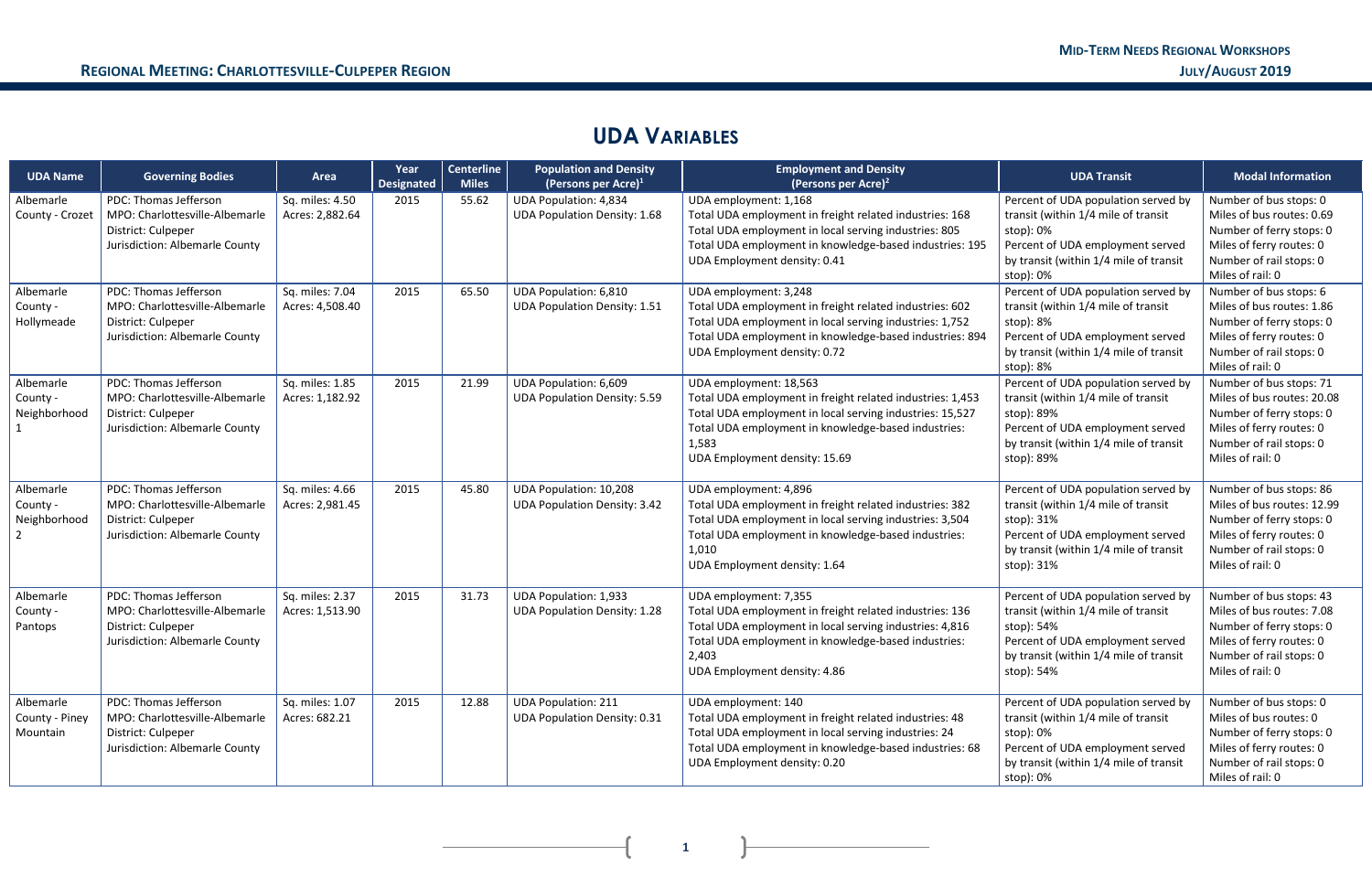## UDA Variables

| UDA Name | Governing Bodies | Area | Year Designated | Centerline Miles | Population and Density (Persons per Acre)[1] | Employment and Density (Persons per Acre)[2] | UDA Transit | Modal Information |
|---|---|---|---|---|---|---|---|---|
| Albemarle County - Crozet | PDC: Thomas Jefferson<br>MPO: Charlottesville-Albemarle<br>District: Culpeper<br>Jurisdiction: Albemarle County | Sq. miles: 4.50<br>Acres: 2,882.64 | 2015 | 55.62 | UDA Population: 4,834<br>UDA Population Density: 1.68 | UDA employment: 1,168<br>Total UDA employment in freight related industries: 168<br>Total UDA employment in local serving industries: 805<br>Total UDA employment in knowledge-based industries: 195<br>UDA Employment density: 0.41 | Percent of UDA population served by transit (within 1/4 mile of transit stop): 0%<br>Percent of UDA employment served by transit (within 1/4 mile of transit stop): 0% | Number of bus stops: 0<br>Miles of bus routes: 0.69<br>Number of ferry stops: 0<br>Miles of ferry routes: 0<br>Number of rail stops: 0<br>Miles of rail: 0 |
| Albemarle County - Hollymeade | PDC: Thomas Jefferson<br>MPO: Charlottesville-Albemarle<br>District: Culpeper<br>Jurisdiction: Albemarle County | Sq. miles: 7.04<br>Acres: 4,508.40 | 2015 | 65.50 | UDA Population: 6,810<br>UDA Population Density: 1.51 | UDA employment: 3,248<br>Total UDA employment in freight related industries: 602<br>Total UDA employment in local serving industries: 1,752<br>Total UDA employment in knowledge-based industries: 894<br>UDA Employment density: 0.72 | Percent of UDA population served by transit (within 1/4 mile of transit stop): 8%<br>Percent of UDA employment served by transit (within 1/4 mile of transit stop): 8% | Number of bus stops: 6<br>Miles of bus routes: 1.86<br>Number of ferry stops: 0<br>Miles of ferry routes: 0<br>Number of rail stops: 0<br>Miles of rail: 0 |
| Albemarle County - Neighborhood 1 | PDC: Thomas Jefferson<br>MPO: Charlottesville-Albemarle<br>District: Culpeper<br>Jurisdiction: Albemarle County | Sq. miles: 1.85<br>Acres: 1,182.92 | 2015 | 21.99 | UDA Population: 6,609<br>UDA Population Density: 5.59 | UDA employment: 18,563<br>Total UDA employment in freight related industries: 1,453<br>Total UDA employment in local serving industries: 15,527<br>Total UDA employment in knowledge-based industries: 1,583<br>UDA Employment density: 15.69 | Percent of UDA population served by transit (within 1/4 mile of transit stop): 89%<br>Percent of UDA employment served by transit (within 1/4 mile of transit stop): 89% | Number of bus stops: 71<br>Miles of bus routes: 20.08<br>Number of ferry stops: 0<br>Miles of ferry routes: 0<br>Number of rail stops: 0<br>Miles of rail: 0 |
| Albemarle County - Neighborhood 2 | PDC: Thomas Jefferson<br>MPO: Charlottesville-Albemarle<br>District: Culpeper<br>Jurisdiction: Albemarle County | Sq. miles: 4.66<br>Acres: 2,981.45 | 2015 | 45.80 | UDA Population: 10,208<br>UDA Population Density: 3.42 | UDA employment: 4,896<br>Total UDA employment in freight related industries: 382<br>Total UDA employment in local serving industries: 3,504<br>Total UDA employment in knowledge-based industries: 1,010<br>UDA Employment density: 1.64 | Percent of UDA population served by transit (within 1/4 mile of transit stop): 31%<br>Percent of UDA employment served by transit (within 1/4 mile of transit stop): 31% | Number of bus stops: 86<br>Miles of bus routes: 12.99<br>Number of ferry stops: 0<br>Miles of ferry routes: 0<br>Number of rail stops: 0<br>Miles of rail: 0 |
| Albemarle County - Pantops | PDC: Thomas Jefferson<br>MPO: Charlottesville-Albemarle<br>District: Culpeper<br>Jurisdiction: Albemarle County | Sq. miles: 2.37<br>Acres: 1,513.90 | 2015 | 31.73 | UDA Population: 1,933<br>UDA Population Density: 1.28 | UDA employment: 7,355<br>Total UDA employment in freight related industries: 136<br>Total UDA employment in local serving industries: 4,816<br>Total UDA employment in knowledge-based industries: 2,403<br>UDA Employment density: 4.86 | Percent of UDA population served by transit (within 1/4 mile of transit stop): 54%<br>Percent of UDA employment served by transit (within 1/4 mile of transit stop): 54% | Number of bus stops: 43<br>Miles of bus routes: 7.08<br>Number of ferry stops: 0<br>Miles of ferry routes: 0<br>Number of rail stops: 0<br>Miles of rail: 0 |
| Albemarle County - Piney Mountain | PDC: Thomas Jefferson<br>MPO: Charlottesville-Albemarle<br>District: Culpeper<br>Jurisdiction: Albemarle County | Sq. miles: 1.07<br>Acres: 682.21 | 2015 | 12.88 | UDA Population: 211<br>UDA Population Density: 0.31 | UDA employment: 140<br>Total UDA employment in freight related industries: 48<br>Total UDA employment in local serving industries: 24<br>Total UDA employment in knowledge-based industries: 68<br>UDA Employment density: 0.20 | Percent of UDA population served by transit (within 1/4 mile of transit stop): 0%<br>Percent of UDA employment served by transit (within 1/4 mile of transit stop): 0% | Number of bus stops: 0<br>Miles of bus routes: 0<br>Number of ferry stops: 0<br>Miles of ferry routes: 0<br>Number of rail stops: 0<br>Miles of rail: 0 |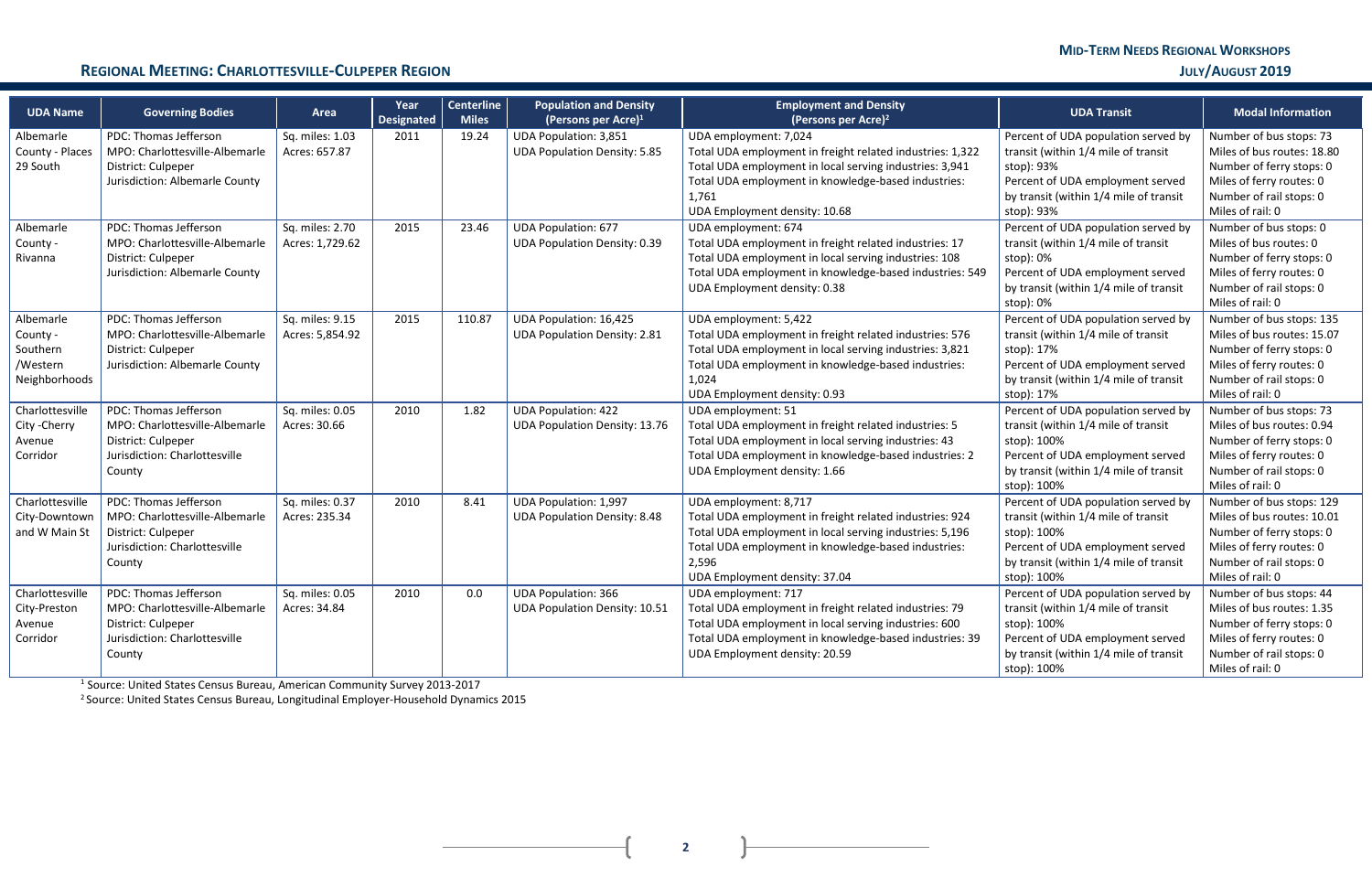## Regional Meeting: Charlottesville-Culpeper Region

| UDA Name | Governing Bodies | Area | Year Designated | Centerline Miles | Population and Density (Persons per Acre)[1] | Employment and Density (Persons per Acre)[2] | UDA Transit | Modal Information |
|---|---|---|---|---|---|---|---|---|
| Albemarle County - Places 29 South | PDC: Thomas Jefferson<br>MPO: Charlottesville-Albemarle<br>District: Culpeper<br>Jurisdiction: Albemarle County | Sq. miles: 1.03<br>Acres: 657.87 | 2011 | 19.24 | UDA Population: 3,851<br>UDA Population Density: 5.85 | UDA employment: 7,024<br>Total UDA employment in freight related industries: 1,322<br>Total UDA employment in local serving industries: 3,941<br>Total UDA employment in knowledge-based industries: 1,761<br>UDA Employment density: 10.68 | Percent of UDA population served by transit (within 1/4 mile of transit stop): 93%<br>Percent of UDA employment served by transit (within 1/4 mile of transit stop): 93% | Number of bus stops: 73<br>Miles of bus routes: 18.80<br>Number of ferry stops: 0<br>Miles of ferry routes: 0<br>Number of rail stops: 0<br>Miles of rail: 0 |
| Albemarle County - Rivanna | PDC: Thomas Jefferson<br>MPO: Charlottesville-Albemarle<br>District: Culpeper<br>Jurisdiction: Albemarle County | Sq. miles: 2.70<br>Acres: 1,729.62 | 2015 | 23.46 | UDA Population: 677<br>UDA Population Density: 0.39 | UDA employment: 674<br>Total UDA employment in freight related industries: 17<br>Total UDA employment in local serving industries: 108<br>Total UDA employment in knowledge-based industries: 549<br>UDA Employment density: 0.38 | Percent of UDA population served by transit (within 1/4 mile of transit stop): 0%<br>Percent of UDA employment served by transit (within 1/4 mile of transit stop): 0% | Number of bus stops: 0<br>Miles of bus routes: 0<br>Number of ferry stops: 0<br>Miles of ferry routes: 0<br>Number of rail stops: 0<br>Miles of rail: 0 |
| Albemarle County - Southern /Western Neighborhoods | PDC: Thomas Jefferson<br>MPO: Charlottesville-Albemarle<br>District: Culpeper<br>Jurisdiction: Albemarle County | Sq. miles: 9.15<br>Acres: 5,854.92 | 2015 | 110.87 | UDA Population: 16,425<br>UDA Population Density: 2.81 | UDA employment: 5,422<br>Total UDA employment in freight related industries: 576<br>Total UDA employment in local serving industries: 3,821<br>Total UDA employment in knowledge-based industries: 1,024<br>UDA Employment density: 0.93 | Percent of UDA population served by transit (within 1/4 mile of transit stop): 17%<br>Percent of UDA employment served by transit (within 1/4 mile of transit stop): 17% | Number of bus stops: 135<br>Miles of bus routes: 15.07<br>Number of ferry stops: 0<br>Miles of ferry routes: 0<br>Number of rail stops: 0<br>Miles of rail: 0 |
| Charlottesville City -Cherry Avenue Corridor | PDC: Thomas Jefferson<br>MPO: Charlottesville-Albemarle<br>District: Culpeper<br>Jurisdiction: Charlottesville County | Sq. miles: 0.05<br>Acres: 30.66 | 2010 | 1.82 | UDA Population: 422<br>UDA Population Density: 13.76 | UDA employment: 51<br>Total UDA employment in freight related industries: 5<br>Total UDA employment in local serving industries: 43<br>Total UDA employment in knowledge-based industries: 2<br>UDA Employment density: 1.66 | Percent of UDA population served by transit (within 1/4 mile of transit stop): 100%<br>Percent of UDA employment served by transit (within 1/4 mile of transit stop): 100% | Number of bus stops: 73<br>Miles of bus routes: 0.94<br>Number of ferry stops: 0<br>Miles of ferry routes: 0<br>Number of rail stops: 0<br>Miles of rail: 0 |
| Charlottesville City-Downtown and W Main St | PDC: Thomas Jefferson<br>MPO: Charlottesville-Albemarle<br>District: Culpeper<br>Jurisdiction: Charlottesville County | Sq. miles: 0.37<br>Acres: 235.34 | 2010 | 8.41 | UDA Population: 1,997<br>UDA Population Density: 8.48 | UDA employment: 8,717<br>Total UDA employment in freight related industries: 924<br>Total UDA employment in local serving industries: 5,196<br>Total UDA employment in knowledge-based industries: 2,596<br>UDA Employment density: 37.04 | Percent of UDA population served by transit (within 1/4 mile of transit stop): 100%<br>Percent of UDA employment served by transit (within 1/4 mile of transit stop): 100% | Number of bus stops: 129<br>Miles of bus routes: 10.01<br>Number of ferry stops: 0<br>Miles of ferry routes: 0<br>Number of rail stops: 0<br>Miles of rail: 0 |
| Charlottesville City-Preston Avenue Corridor | PDC: Thomas Jefferson<br>MPO: Charlottesville-Albemarle<br>District: Culpeper<br>Jurisdiction: Charlottesville County | Sq. miles: 0.05<br>Acres: 34.84 | 2010 | 0.0 | UDA Population: 366<br>UDA Population Density: 10.51 | UDA employment: 717<br>Total UDA employment in freight related industries: 79<br>Total UDA employment in local serving industries: 600<br>Total UDA employment in knowledge-based industries: 39<br>UDA Employment density: 20.59 | Percent of UDA population served by transit (within 1/4 mile of transit stop): 100%<br>Percent of UDA employment served by transit (within 1/4 mile of transit stop): 100% | Number of bus stops: 44<br>Miles of bus routes: 1.35<br>Number of ferry stops: 0<br>Miles of ferry routes: 0<br>Number of rail stops: 0<br>Miles of rail: 0 |

[1] Source: United States Census Bureau, American Community Survey 2013-2017

[2] Source: United States Census Bureau, Longitudinal Employer-Household Dynamics 2015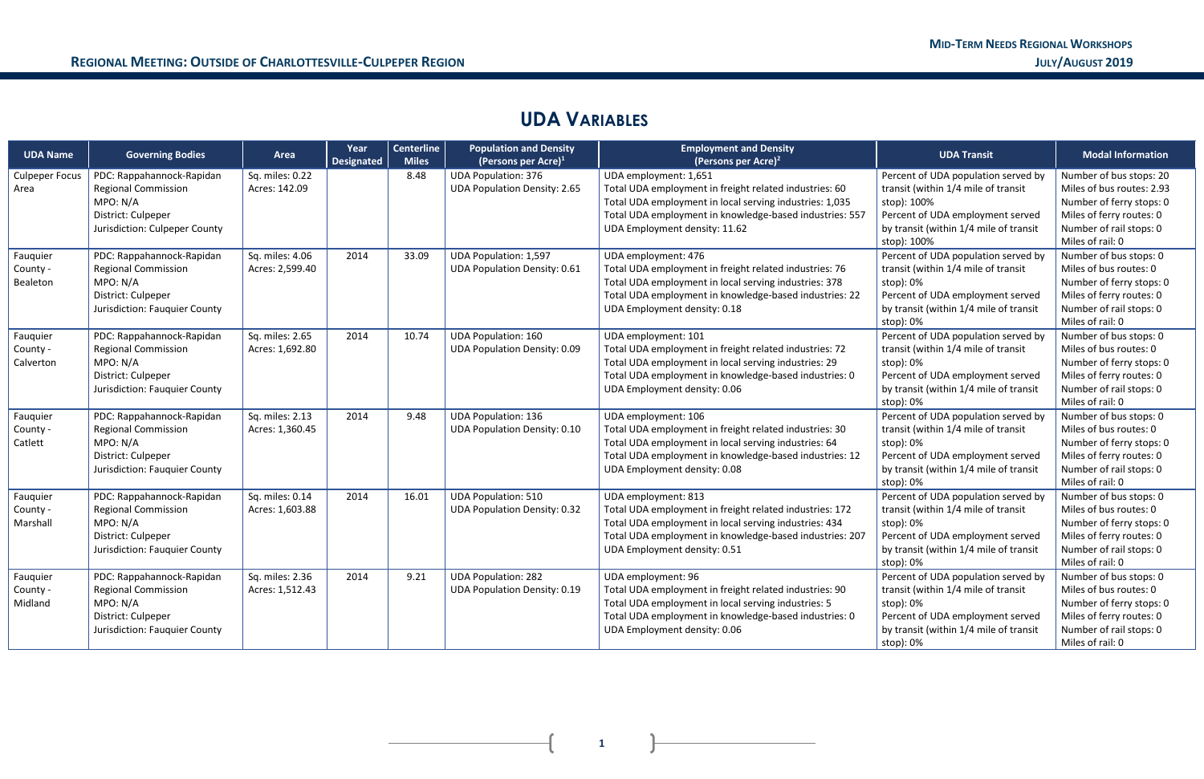## UDA Variables

| UDA Name | Governing Bodies | Area | Year Designated | Centerline Miles | Population and Density (Persons per Acre)[1] | Employment and Density (Persons per Acre)[2] | UDA Transit | Modal Information |
|---|---|---|---|---|---|---|---|---|
| Culpeper Focus Area | PDC: Rappahannock-Rapidan Regional Commission<br>MPO: N/A<br>District: Culpeper<br>Jurisdiction: Culpeper County | Sq. miles: 0.22<br>Acres: 142.09 | | 8.48 | UDA Population: 376<br>UDA Population Density: 2.65 | UDA employment: 1,651<br>Total UDA employment in freight related industries: 60<br>Total UDA employment in local serving industries: 1,035<br>Total UDA employment in knowledge-based industries: 557<br>UDA Employment density: 11.62 | Percent of UDA population served by transit (within 1/4 mile of transit stop): 100%<br>Percent of UDA employment served by transit (within 1/4 mile of transit stop): 100% | Number of bus stops: 20<br>Miles of bus routes: 2.93<br>Number of ferry stops: 0<br>Miles of ferry routes: 0<br>Number of rail stops: 0<br>Miles of rail: 0 |
| Fauquier County - Bealeton | PDC: Rappahannock-Rapidan Regional Commission<br>MPO: N/A<br>District: Culpeper<br>Jurisdiction: Fauquier County | Sq. miles: 4.06<br>Acres: 2,599.40 | 2014 | 33.09 | UDA Population: 1,597<br>UDA Population Density: 0.61 | UDA employment: 476<br>Total UDA employment in freight related industries: 76<br>Total UDA employment in local serving industries: 378<br>Total UDA employment in knowledge-based industries: 22<br>UDA Employment density: 0.18 | Percent of UDA population served by transit (within 1/4 mile of transit stop): 0%<br>Percent of UDA employment served by transit (within 1/4 mile of transit stop): 0% | Number of bus stops: 0<br>Miles of bus routes: 0<br>Number of ferry stops: 0<br>Miles of ferry routes: 0<br>Number of rail stops: 0<br>Miles of rail: 0 |
| Fauquier County - Calverton | PDC: Rappahannock-Rapidan Regional Commission<br>MPO: N/A<br>District: Culpeper<br>Jurisdiction: Fauquier County | Sq. miles: 2.65<br>Acres: 1,692.80 | 2014 | 10.74 | UDA Population: 160<br>UDA Population Density: 0.09 | UDA employment: 101<br>Total UDA employment in freight related industries: 72<br>Total UDA employment in local serving industries: 29<br>Total UDA employment in knowledge-based industries: 0<br>UDA Employment density: 0.06 | Percent of UDA population served by transit (within 1/4 mile of transit stop): 0%<br>Percent of UDA employment served by transit (within 1/4 mile of transit stop): 0% | Number of bus stops: 0<br>Miles of bus routes: 0<br>Number of ferry stops: 0<br>Miles of ferry routes: 0<br>Number of rail stops: 0<br>Miles of rail: 0 |
| Fauquier County - Catlett | PDC: Rappahannock-Rapidan Regional Commission<br>MPO: N/A<br>District: Culpeper<br>Jurisdiction: Fauquier County | Sq. miles: 2.13<br>Acres: 1,360.45 | 2014 | 9.48 | UDA Population: 136<br>UDA Population Density: 0.10 | UDA employment: 106<br>Total UDA employment in freight related industries: 30<br>Total UDA employment in local serving industries: 64<br>Total UDA employment in knowledge-based industries: 12<br>UDA Employment density: 0.08 | Percent of UDA population served by transit (within 1/4 mile of transit stop): 0%<br>Percent of UDA employment served by transit (within 1/4 mile of transit stop): 0% | Number of bus stops: 0<br>Miles of bus routes: 0<br>Number of ferry stops: 0<br>Miles of ferry routes: 0<br>Number of rail stops: 0<br>Miles of rail: 0 |
| Fauquier County - Marshall | PDC: Rappahannock-Rapidan Regional Commission<br>MPO: N/A<br>District: Culpeper<br>Jurisdiction: Fauquier County | Sq. miles: 0.14<br>Acres: 1,603.88 | 2014 | 16.01 | UDA Population: 510<br>UDA Population Density: 0.32 | UDA employment: 813<br>Total UDA employment in freight related industries: 172<br>Total UDA employment in local serving industries: 434<br>Total UDA employment in knowledge-based industries: 207<br>UDA Employment density: 0.51 | Percent of UDA population served by transit (within 1/4 mile of transit stop): 0%<br>Percent of UDA employment served by transit (within 1/4 mile of transit stop): 0% | Number of bus stops: 0<br>Miles of bus routes: 0<br>Number of ferry stops: 0<br>Miles of ferry routes: 0<br>Number of rail stops: 0<br>Miles of rail: 0 |
| Fauquier County - Midland | PDC: Rappahannock-Rapidan Regional Commission<br>MPO: N/A<br>District: Culpeper<br>Jurisdiction: Fauquier County | Sq. miles: 2.36<br>Acres: 1,512.43 | 2014 | 9.21 | UDA Population: 282<br>UDA Population Density: 0.19 | UDA employment: 96<br>Total UDA employment in freight related industries: 90<br>Total UDA employment in local serving industries: 5<br>Total UDA employment in knowledge-based industries: 0<br>UDA Employment density: 0.06 | Percent of UDA population served by transit (within 1/4 mile of transit stop): 0%<br>Percent of UDA employment served by transit (within 1/4 mile of transit stop): 0% | Number of bus stops: 0<br>Miles of bus routes: 0<br>Number of ferry stops: 0<br>Miles of ferry routes: 0<br>Number of rail stops: 0<br>Miles of rail: 0 |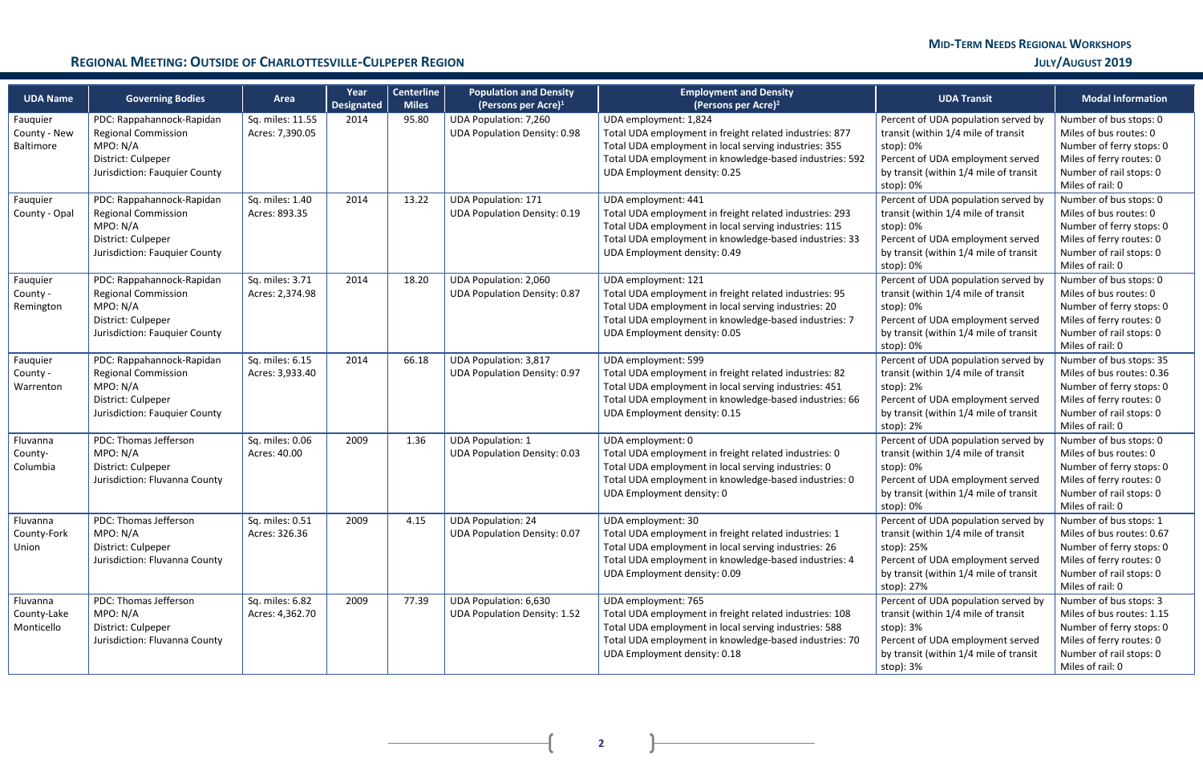## Regional Meeting: Outside of Charlottesville-Culpeper Region

| UDA Name | Governing Bodies | Area | Year Designated | Centerline Miles | Population and Density (Persons per Acre)[1] | Employment and Density (Persons per Acre)[2] | UDA Transit | Modal Information |
|---|---|---|---|---|---|---|---|---|
| Fauquier County - New Baltimore | PDC: Rappahannock-Rapidan Regional Commission<br>MPO: N/A<br>District: Culpeper<br>Jurisdiction: Fauquier County | Sq. miles: 11.55<br>Acres: 7,390.05 | 2014 | 95.80 | UDA Population: 7,260<br>UDA Population Density: 0.98 | UDA employment: 1,824<br>Total UDA employment in freight related industries: 877<br>Total UDA employment in local serving industries: 355<br>Total UDA employment in knowledge-based industries: 592<br>UDA Employment density: 0.25 | Percent of UDA population served by transit (within 1/4 mile of transit stop): 0%<br>Percent of UDA employment served by transit (within 1/4 mile of transit stop): 0% | Number of bus stops: 0<br>Miles of bus routes: 0<br>Number of ferry stops: 0<br>Miles of ferry routes: 0<br>Number of rail stops: 0<br>Miles of rail: 0 |
| Fauquier County - Opal | PDC: Rappahannock-Rapidan Regional Commission<br>MPO: N/A<br>District: Culpeper<br>Jurisdiction: Fauquier County | Sq. miles: 1.40<br>Acres: 893.35 | 2014 | 13.22 | UDA Population: 171<br>UDA Population Density: 0.19 | UDA employment: 441<br>Total UDA employment in freight related industries: 293<br>Total UDA employment in local serving industries: 115<br>Total UDA employment in knowledge-based industries: 33<br>UDA Employment density: 0.49 | Percent of UDA population served by transit (within 1/4 mile of transit stop): 0%<br>Percent of UDA employment served by transit (within 1/4 mile of transit stop): 0% | Number of bus stops: 0<br>Miles of bus routes: 0<br>Number of ferry stops: 0<br>Miles of ferry routes: 0<br>Number of rail stops: 0<br>Miles of rail: 0 |
| Fauquier County - Remington | PDC: Rappahannock-Rapidan Regional Commission<br>MPO: N/A<br>District: Culpeper<br>Jurisdiction: Fauquier County | Sq. miles: 3.71<br>Acres: 2,374.98 | 2014 | 18.20 | UDA Population: 2,060<br>UDA Population Density: 0.87 | UDA employment: 121<br>Total UDA employment in freight related industries: 95<br>Total UDA employment in local serving industries: 20<br>Total UDA employment in knowledge-based industries: 7<br>UDA Employment density: 0.05 | Percent of UDA population served by transit (within 1/4 mile of transit stop): 0%<br>Percent of UDA employment served by transit (within 1/4 mile of transit stop): 0% | Number of bus stops: 0<br>Miles of bus routes: 0<br>Number of ferry stops: 0<br>Miles of ferry routes: 0<br>Number of rail stops: 0<br>Miles of rail: 0 |
| Fauquier County - Warrenton | PDC: Rappahannock-Rapidan Regional Commission<br>MPO: N/A<br>District: Culpeper<br>Jurisdiction: Fauquier County | Sq. miles: 6.15<br>Acres: 3,933.40 | 2014 | 66.18 | UDA Population: 3,817<br>UDA Population Density: 0.97 | UDA employment: 599<br>Total UDA employment in freight related industries: 82<br>Total UDA employment in local serving industries: 451<br>Total UDA employment in knowledge-based industries: 66<br>UDA Employment density: 0.15 | Percent of UDA population served by transit (within 1/4 mile of transit stop): 2%<br>Percent of UDA employment served by transit (within 1/4 mile of transit stop): 2% | Number of bus stops: 35<br>Miles of bus routes: 0.36<br>Number of ferry stops: 0<br>Miles of ferry routes: 0<br>Number of rail stops: 0<br>Miles of rail: 0 |
| Fluvanna County- Columbia | PDC: Thomas Jefferson<br>MPO: N/A<br>District: Culpeper<br>Jurisdiction: Fluvanna County | Sq. miles: 0.06<br>Acres: 40.00 | 2009 | 1.36 | UDA Population: 1<br>UDA Population Density: 0.03 | UDA employment: 0<br>Total UDA employment in freight related industries: 0<br>Total UDA employment in local serving industries: 0<br>Total UDA employment in knowledge-based industries: 0<br>UDA Employment density: 0 | Percent of UDA population served by transit (within 1/4 mile of transit stop): 0%<br>Percent of UDA employment served by transit (within 1/4 mile of transit stop): 0% | Number of bus stops: 0<br>Miles of bus routes: 0<br>Number of ferry stops: 0<br>Miles of ferry routes: 0<br>Number of rail stops: 0<br>Miles of rail: 0 |
| Fluvanna County-Fork Union | PDC: Thomas Jefferson<br>MPO: N/A<br>District: Culpeper<br>Jurisdiction: Fluvanna County | Sq. miles: 0.51<br>Acres: 326.36 | 2009 | 4.15 | UDA Population: 24<br>UDA Population Density: 0.07 | UDA employment: 30<br>Total UDA employment in freight related industries: 1<br>Total UDA employment in local serving industries: 26<br>Total UDA employment in knowledge-based industries: 4<br>UDA Employment density: 0.09 | Percent of UDA population served by transit (within 1/4 mile of transit stop): 25%<br>Percent of UDA employment served by transit (within 1/4 mile of transit stop): 27% | Number of bus stops: 1<br>Miles of bus routes: 0.67<br>Number of ferry stops: 0<br>Miles of ferry routes: 0<br>Number of rail stops: 0<br>Miles of rail: 0 |
| Fluvanna County-Lake Monticello | PDC: Thomas Jefferson<br>MPO: N/A<br>District: Culpeper<br>Jurisdiction: Fluvanna County | Sq. miles: 6.82<br>Acres: 4,362.70 | 2009 | 77.39 | UDA Population: 6,630<br>UDA Population Density: 1.52 | UDA employment: 765<br>Total UDA employment in freight related industries: 108<br>Total UDA employment in local serving industries: 588<br>Total UDA employment in knowledge-based industries: 70<br>UDA Employment density: 0.18 | Percent of UDA population served by transit (within 1/4 mile of transit stop): 3%<br>Percent of UDA employment served by transit (within 1/4 mile of transit stop): 3% | Number of bus stops: 3<br>Miles of bus routes: 1.15<br>Number of ferry stops: 0<br>Miles of ferry routes: 0<br>Number of rail stops: 0<br>Miles of rail: 0 |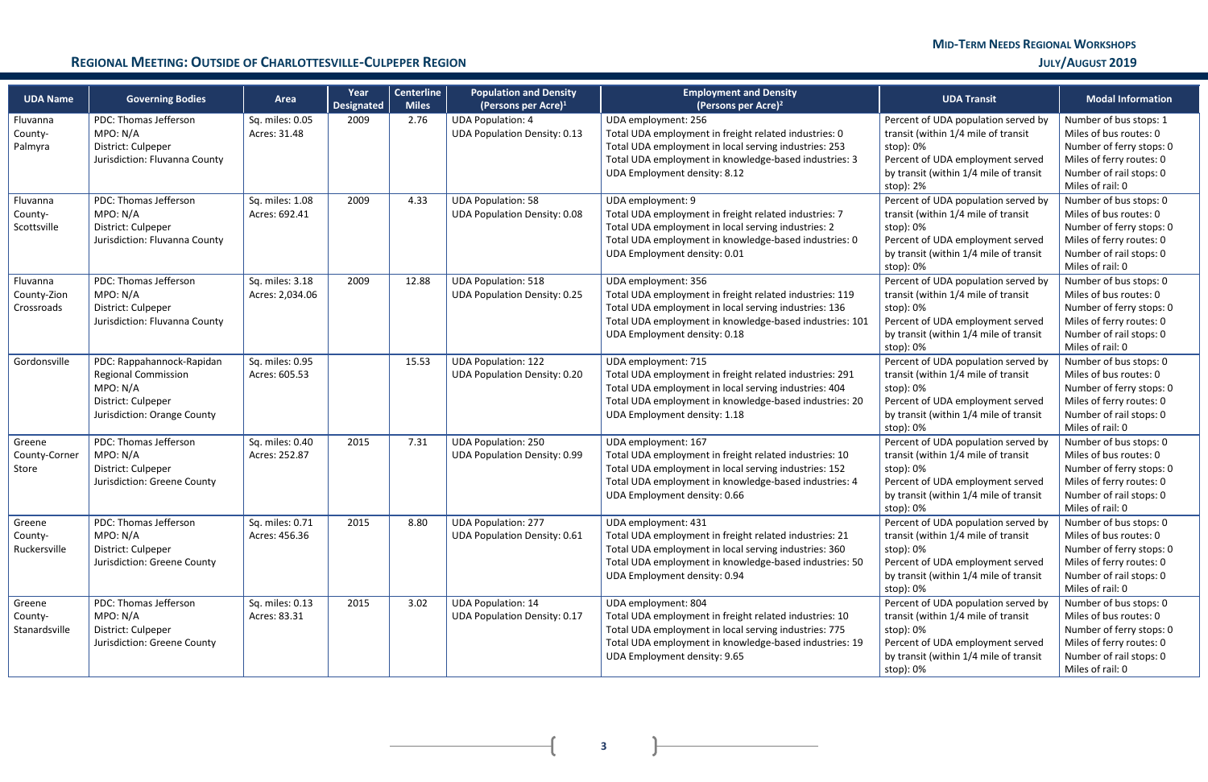| UDA Name | Governing Bodies | Area | Year Designated | Centerline Miles | Population and Density (Persons per Acre)[1] | Employment and Density (Persons per Acre)[2] | UDA Transit | Modal Information |
|---|---|---|---|---|---|---|---|---|
| Fluvanna County-Palmyra | PDC: Thomas Jefferson<br>MPO: N/A<br>District: Culpeper<br>Jurisdiction: Fluvanna County | Sq. miles: 0.05<br>Acres: 31.48 | 2009 | 2.76 | UDA Population: 4<br>UDA Population Density: 0.13 | UDA employment: 256<br>Total UDA employment in freight related industries: 0<br>Total UDA employment in local serving industries: 253<br>Total UDA employment in knowledge-based industries: 3<br>UDA Employment density: 8.12 | Percent of UDA population served by transit (within 1/4 mile of transit stop): 0%<br>Percent of UDA employment served by transit (within 1/4 mile of transit stop): 2% | Number of bus stops: 1<br>Miles of bus routes: 0<br>Number of ferry stops: 0<br>Miles of ferry routes: 0<br>Number of rail stops: 0<br>Miles of rail: 0 |
| Fluvanna County-Scottsville | PDC: Thomas Jefferson<br>MPO: N/A<br>District: Culpeper<br>Jurisdiction: Fluvanna County | Sq. miles: 1.08<br>Acres: 692.41 | 2009 | 4.33 | UDA Population: 58<br>UDA Population Density: 0.08 | UDA employment: 9<br>Total UDA employment in freight related industries: 7<br>Total UDA employment in local serving industries: 2<br>Total UDA employment in knowledge-based industries: 0<br>UDA Employment density: 0.01 | Percent of UDA population served by transit (within 1/4 mile of transit stop): 0%<br>Percent of UDA employment served by transit (within 1/4 mile of transit stop): 0% | Number of bus stops: 0<br>Miles of bus routes: 0<br>Number of ferry stops: 0<br>Miles of ferry routes: 0<br>Number of rail stops: 0<br>Miles of rail: 0 |
| Fluvanna County-Zion Crossroads | PDC: Thomas Jefferson<br>MPO: N/A<br>District: Culpeper<br>Jurisdiction: Fluvanna County | Sq. miles: 3.18<br>Acres: 2,034.06 | 2009 | 12.88 | UDA Population: 518<br>UDA Population Density: 0.25 | UDA employment: 356<br>Total UDA employment in freight related industries: 119<br>Total UDA employment in local serving industries: 136<br>Total UDA employment in knowledge-based industries: 101<br>UDA Employment density: 0.18 | Percent of UDA population served by transit (within 1/4 mile of transit stop): 0%<br>Percent of UDA employment served by transit (within 1/4 mile of transit stop): 0% | Number of bus stops: 0<br>Miles of bus routes: 0<br>Number of ferry stops: 0<br>Miles of ferry routes: 0<br>Number of rail stops: 0<br>Miles of rail: 0 |
| Gordonsville | PDC: Rappahannock-Rapidan Regional Commission<br>MPO: N/A<br>District: Culpeper<br>Jurisdiction: Orange County | Sq. miles: 0.95<br>Acres: 605.53 | | 15.53 | UDA Population: 122<br>UDA Population Density: 0.20 | UDA employment: 715<br>Total UDA employment in freight related industries: 291<br>Total UDA employment in local serving industries: 404<br>Total UDA employment in knowledge-based industries: 20<br>UDA Employment density: 1.18 | Percent of UDA population served by transit (within 1/4 mile of transit stop): 0%<br>Percent of UDA employment served by transit (within 1/4 mile of transit stop): 0% | Number of bus stops: 0<br>Miles of bus routes: 0<br>Number of ferry stops: 0<br>Miles of ferry routes: 0<br>Number of rail stops: 0<br>Miles of rail: 0 |
| Greene County-Corner Store | PDC: Thomas Jefferson<br>MPO: N/A<br>District: Culpeper<br>Jurisdiction: Greene County | Sq. miles: 0.40<br>Acres: 252.87 | 2015 | 7.31 | UDA Population: 250<br>UDA Population Density: 0.99 | UDA employment: 167<br>Total UDA employment in freight related industries: 10<br>Total UDA employment in local serving industries: 152<br>Total UDA employment in knowledge-based industries: 4<br>UDA Employment density: 0.66 | Percent of UDA population served by transit (within 1/4 mile of transit stop): 0%<br>Percent of UDA employment served by transit (within 1/4 mile of transit stop): 0% | Number of bus stops: 0<br>Miles of bus routes: 0<br>Number of ferry stops: 0<br>Miles of ferry routes: 0<br>Number of rail stops: 0<br>Miles of rail: 0 |
| Greene County-Ruckersville | PDC: Thomas Jefferson<br>MPO: N/A<br>District: Culpeper<br>Jurisdiction: Greene County | Sq. miles: 0.71<br>Acres: 456.36 | 2015 | 8.80 | UDA Population: 277<br>UDA Population Density: 0.61 | UDA employment: 431<br>Total UDA employment in freight related industries: 21<br>Total UDA employment in local serving industries: 360<br>Total UDA employment in knowledge-based industries: 50<br>UDA Employment density: 0.94 | Percent of UDA population served by transit (within 1/4 mile of transit stop): 0%<br>Percent of UDA employment served by transit (within 1/4 mile of transit stop): 0% | Number of bus stops: 0<br>Miles of bus routes: 0<br>Number of ferry stops: 0<br>Miles of ferry routes: 0<br>Number of rail stops: 0<br>Miles of rail: 0 |
| Greene County-Stanardsville | PDC: Thomas Jefferson<br>MPO: N/A<br>District: Culpeper<br>Jurisdiction: Greene County | Sq. miles: 0.13<br>Acres: 83.31 | 2015 | 3.02 | UDA Population: 14<br>UDA Population Density: 0.17 | UDA employment: 804<br>Total UDA employment in freight related industries: 10<br>Total UDA employment in local serving industries: 775<br>Total UDA employment in knowledge-based industries: 19<br>UDA Employment density: 9.65 | Percent of UDA population served by transit (within 1/4 mile of transit stop): 0%<br>Percent of UDA employment served by transit (within 1/4 mile of transit stop): 0% | Number of bus stops: 0<br>Miles of bus routes: 0<br>Number of ferry stops: 0<br>Miles of ferry routes: 0<br>Number of rail stops: 0<br>Miles of rail: 0 |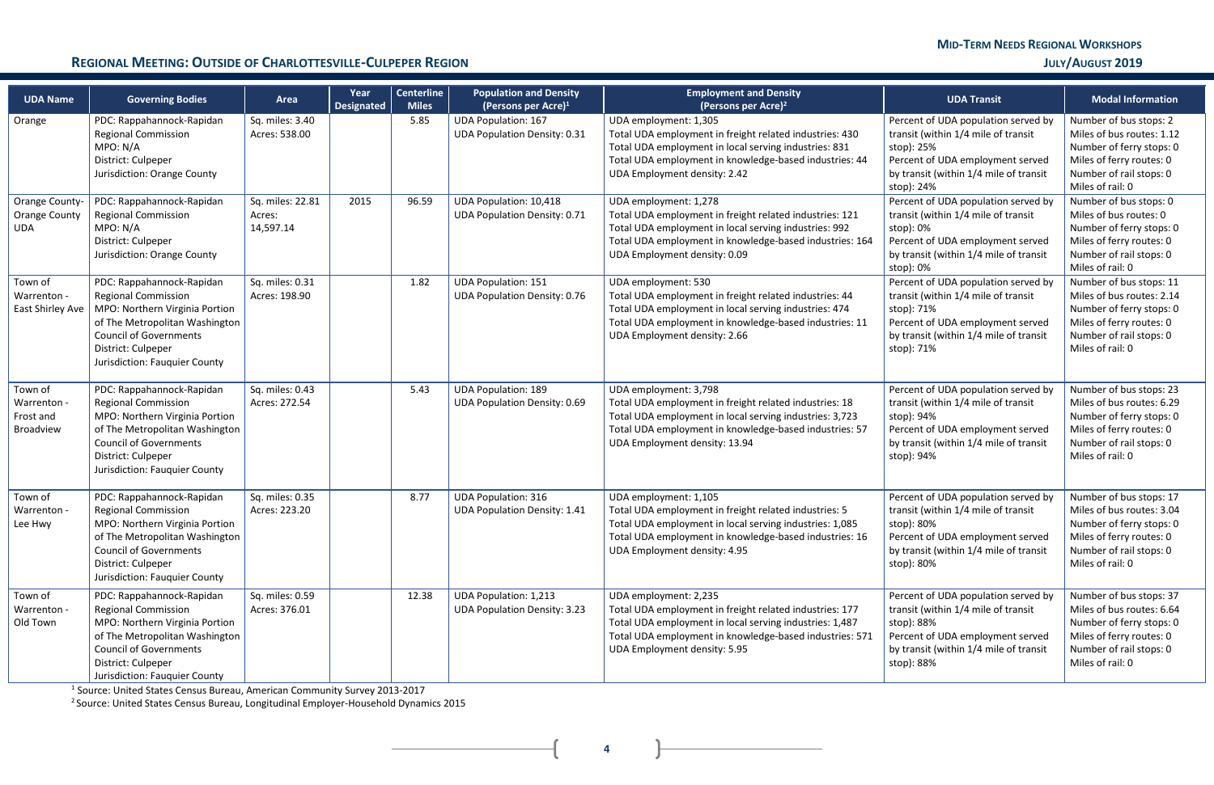## Regional Meeting: Outside of Charlottesville-Culpeper Region

| UDA Name | Governing Bodies | Area | Year Designated | Centerline Miles | Population and Density (Persons per Acre)[1] | Employment and Density (Persons per Acre)[2] | UDA Transit | Modal Information |
|---|---|---|---|---|---|---|---|---|
| Orange | PDC: Rappahannock-Rapidan Regional Commission<br>MPO: N/A<br>District: Culpeper<br>Jurisdiction: Orange County | Sq. miles: 3.40<br>Acres: 538.00 | | 5.85 | UDA Population: 167<br>UDA Population Density: 0.31 | UDA employment: 1,305<br>Total UDA employment in freight related industries: 430<br>Total UDA employment in local serving industries: 831<br>Total UDA employment in knowledge-based industries: 44<br>UDA Employment density: 2.42 | Percent of UDA population served by transit (within 1/4 mile of transit stop): 25%<br>Percent of UDA employment served by transit (within 1/4 mile of transit stop): 24% | Number of bus stops: 2<br>Miles of bus routes: 1.12<br>Number of ferry stops: 0<br>Miles of ferry routes: 0<br>Number of rail stops: 0<br>Miles of rail: 0 |
| Orange County-Orange County UDA | PDC: Rappahannock-Rapidan Regional Commission<br>MPO: N/A<br>District: Culpeper<br>Jurisdiction: Orange County | Sq. miles: 22.81<br>Acres: 14,597.14 | 2015 | 96.59 | UDA Population: 10,418<br>UDA Population Density: 0.71 | UDA employment: 1,278<br>Total UDA employment in freight related industries: 121<br>Total UDA employment in local serving industries: 992<br>Total UDA employment in knowledge-based industries: 164<br>UDA Employment density: 0.09 | Percent of UDA population served by transit (within 1/4 mile of transit stop): 0%<br>Percent of UDA employment served by transit (within 1/4 mile of transit stop): 0% | Number of bus stops: 0<br>Miles of bus routes: 0<br>Number of ferry stops: 0<br>Miles of ferry routes: 0<br>Number of rail stops: 0<br>Miles of rail: 0 |
| Town of Warrenton - East Shirley Ave | PDC: Rappahannock-Rapidan Regional Commission<br>MPO: Northern Virginia Portion of The Metropolitan Washington Council of Governments<br>District: Culpeper<br>Jurisdiction: Fauquier County | Sq. miles: 0.31<br>Acres: 198.90 | | 1.82 | UDA Population: 151<br>UDA Population Density: 0.76 | UDA employment: 530<br>Total UDA employment in freight related industries: 44<br>Total UDA employment in local serving industries: 474<br>Total UDA employment in knowledge-based industries: 11<br>UDA Employment density: 2.66 | Percent of UDA population served by transit (within 1/4 mile of transit stop): 71%<br>Percent of UDA employment served by transit (within 1/4 mile of transit stop): 71% | Number of bus stops: 11<br>Miles of bus routes: 2.14<br>Number of ferry stops: 0<br>Miles of ferry routes: 0<br>Number of rail stops: 0<br>Miles of rail: 0 |
| Town of Warrenton - Frost and Broadview | PDC: Rappahannock-Rapidan Regional Commission<br>MPO: Northern Virginia Portion of The Metropolitan Washington Council of Governments<br>District: Culpeper<br>Jurisdiction: Fauquier County | Sq. miles: 0.43<br>Acres: 272.54 | | 5.43 | UDA Population: 189<br>UDA Population Density: 0.69 | UDA employment: 3,798<br>Total UDA employment in freight related industries: 18<br>Total UDA employment in local serving industries: 3,723<br>Total UDA employment in knowledge-based industries: 57<br>UDA Employment density: 13.94 | Percent of UDA population served by transit (within 1/4 mile of transit stop): 94%<br>Percent of UDA employment served by transit (within 1/4 mile of transit stop): 94% | Number of bus stops: 23<br>Miles of bus routes: 6.29<br>Number of ferry stops: 0<br>Miles of ferry routes: 0<br>Number of rail stops: 0<br>Miles of rail: 0 |
| Town of Warrenton - Lee Hwy | PDC: Rappahannock-Rapidan Regional Commission<br>MPO: Northern Virginia Portion of The Metropolitan Washington Council of Governments<br>District: Culpeper<br>Jurisdiction: Fauquier County | Sq. miles: 0.35<br>Acres: 223.20 | | 8.77 | UDA Population: 316<br>UDA Population Density: 1.41 | UDA employment: 1,105<br>Total UDA employment in freight related industries: 5<br>Total UDA employment in local serving industries: 1,085<br>Total UDA employment in knowledge-based industries: 16<br>UDA Employment density: 4.95 | Percent of UDA population served by transit (within 1/4 mile of transit stop): 80%<br>Percent of UDA employment served by transit (within 1/4 mile of transit stop): 80% | Number of bus stops: 17<br>Miles of bus routes: 3.04<br>Number of ferry stops: 0<br>Miles of ferry routes: 0<br>Number of rail stops: 0<br>Miles of rail: 0 |
| Town of Warrenton - Old Town | PDC: Rappahannock-Rapidan Regional Commission<br>MPO: Northern Virginia Portion of The Metropolitan Washington Council of Governments<br>District: Culpeper<br>Jurisdiction: Fauquier County | Sq. miles: 0.59<br>Acres: 376.01 | | 12.38 | UDA Population: 1,213<br>UDA Population Density: 3.23 | UDA employment: 2,235<br>Total UDA employment in freight related industries: 177<br>Total UDA employment in local serving industries: 1,487<br>Total UDA employment in knowledge-based industries: 571<br>UDA Employment density: 5.95 | Percent of UDA population served by transit (within 1/4 mile of transit stop): 88%<br>Percent of UDA employment served by transit (within 1/4 mile of transit stop): 88% | Number of bus stops: 37<br>Miles of bus routes: 6.64<br>Number of ferry stops: 0<br>Miles of ferry routes: 0<br>Number of rail stops: 0<br>Miles of rail: 0 |

[1] Source: United States Census Bureau, American Community Survey 2013-2017

[2] Source: United States Census Bureau, Longitudinal Employer-Household Dynamics 2015